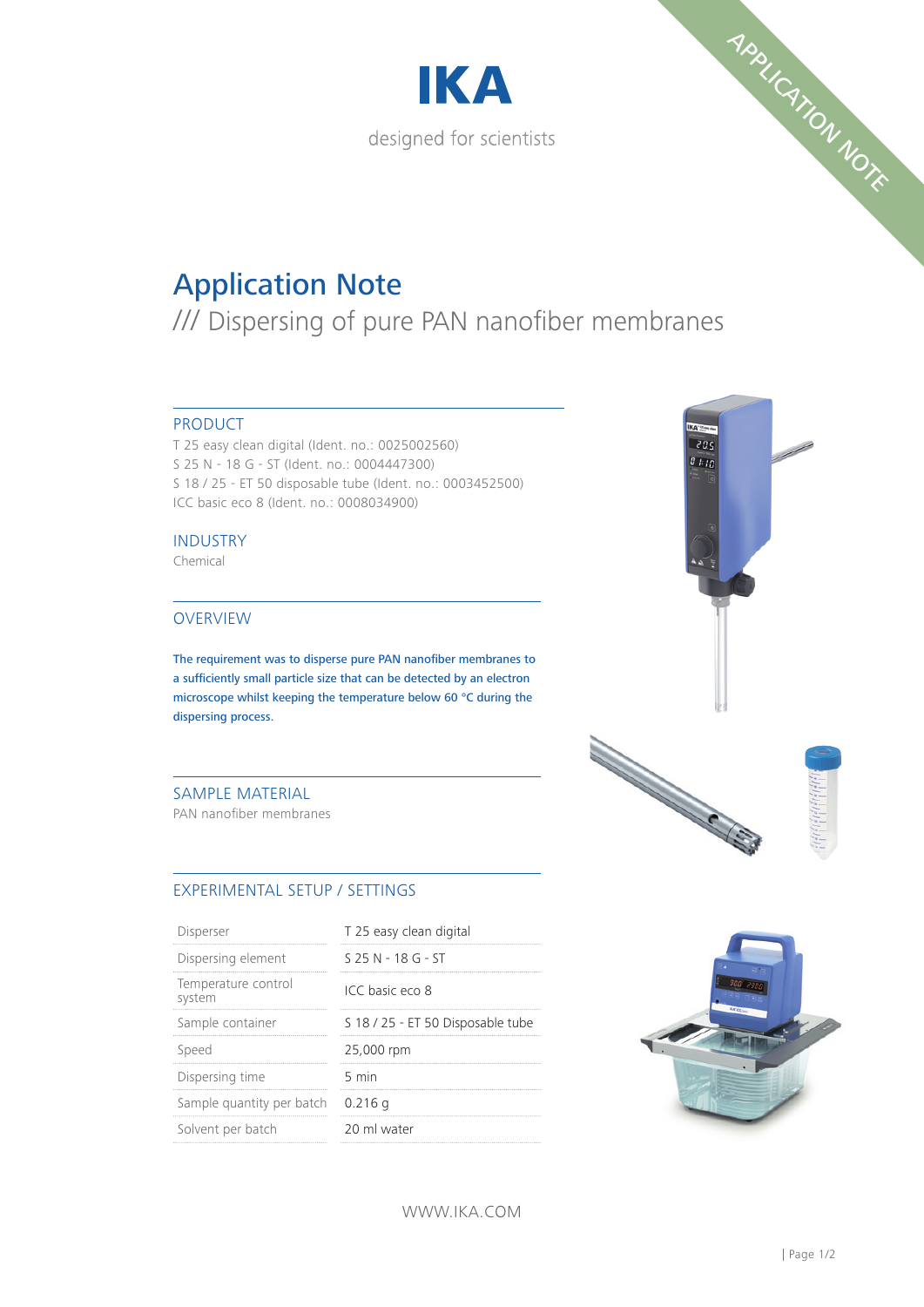IKA

designed for scientists

APPLICATION NOTE

# Application Note

## /// Dispersing of pure PAN nanofiber membranes

### PRODUCT

T 25 easy clean digital (Ident. no.: 0025002560)
S 25 N - 18 G - ST (Ident. no.: 0004447300)
S 18 / 25 - ET 50 disposable tube (Ident. no.: 0003452500)
ICC basic eco 8 (Ident. no.: 0008034900)

### INDUSTRY

Chemical

### OVERVIEW

**The requirement was to disperse pure PAN nanofiber membranes to a sufficiently small particle size that can be detected by an electron microscope whilst keeping the temperature below 60 °C during the dispersing process.**

### SAMPLE MATERIAL

PAN nanofiber membranes

### EXPERIMENTAL SETUP / SETTINGS

| | |
|---|---|
| Disperser | T 25 easy clean digital |
| Dispersing element | S 25 N - 18 G - ST |
| Temperature control system | ICC basic eco 8 |
| Sample container | S 18 / 25 - ET 50 Disposable tube |
| Speed | 25,000 rpm |
| Dispersing time | 5 min |
| Sample quantity per batch | 0.216 g |
| Solvent per batch | 20 ml water |

WWW.IKA.COM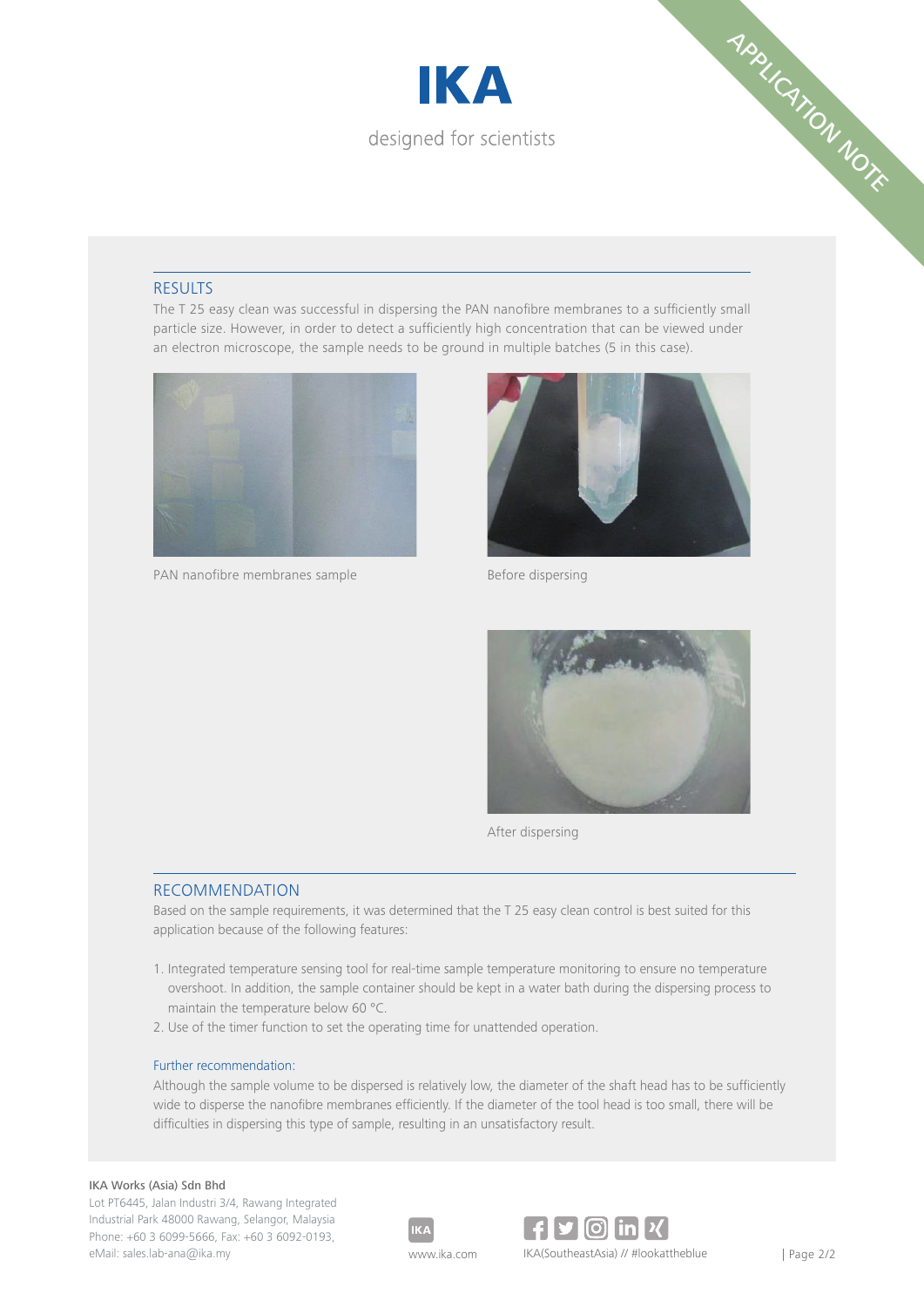## RESULTS

The T 25 easy clean was successful in dispersing the PAN nanofibre membranes to a sufficiently small particle size. However, in order to detect a sufficiently high concentration that can be viewed under an electron microscope, the sample needs to be ground in multiple batches (5 in this case).

PAN nanofibre membranes sample

Before dispersing

After dispersing

## RECOMMENDATION

Based on the sample requirements, it was determined that the T 25 easy clean control is best suited for this application because of the following features:

1. Integrated temperature sensing tool for real-time sample temperature monitoring to ensure no temperature overshoot. In addition, the sample container should be kept in a water bath during the dispersing process to maintain the temperature below 60 °C.
2. Use of the timer function to set the operating time for unattended operation.

Further recommendation:

Although the sample volume to be dispersed is relatively low, the diameter of the shaft head has to be sufficiently wide to disperse the nanofibre membranes efficiently. If the diameter of the tool head is too small, there will be difficulties in dispersing this type of sample, resulting in an unsatisfactory result.

**IKA Works (Asia) Sdn Bhd**
Lot PT6445, Jalan Industri 3/4, Rawang Integrated Industrial Park 48000 Rawang, Selangor, Malaysia
Phone: +60 3 6099-5666, Fax: +60 3 6092-0193,
eMail: sales.lab-ana@ika.my

www.ika.com

IKA(SoutheastAsia) // #lookattheblue